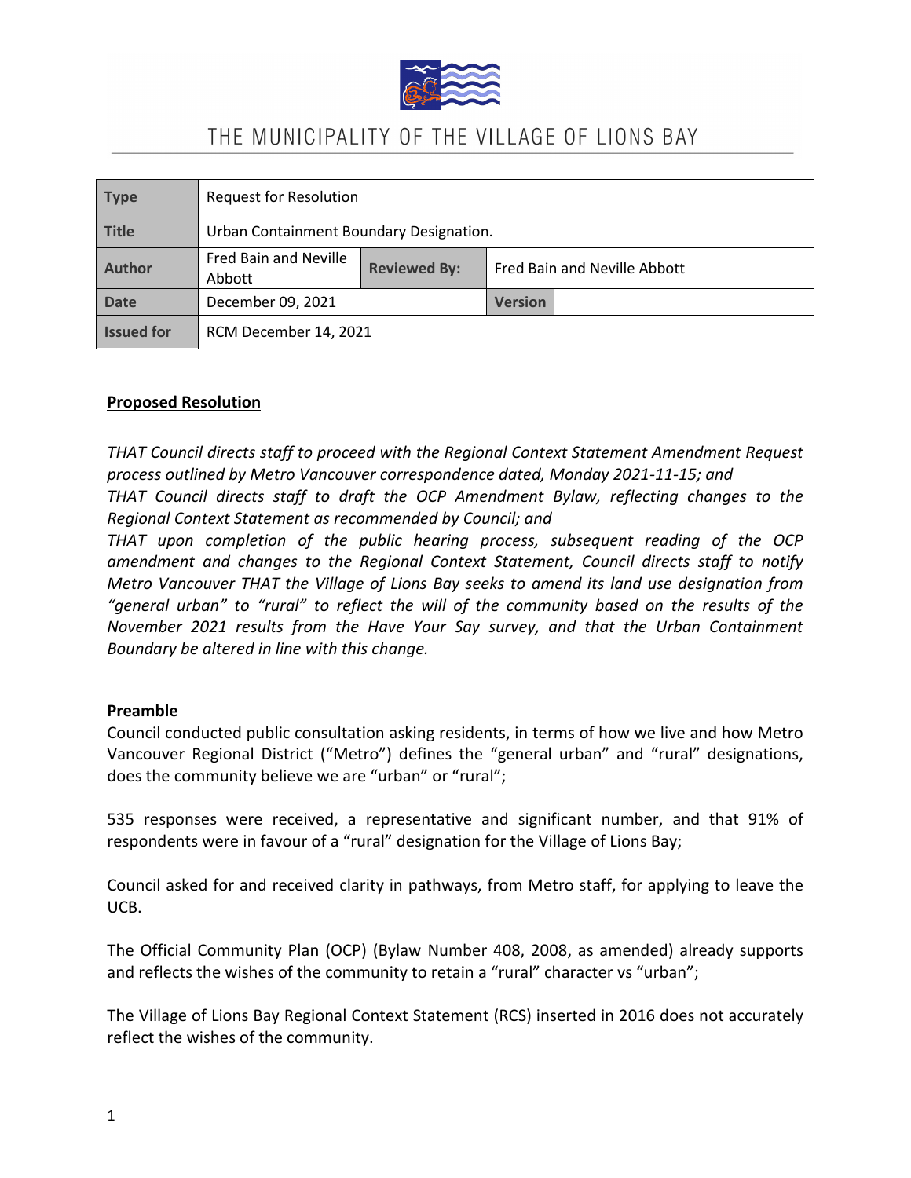# THE MUNICIPALITY OF THE VILLAGE OF LIONS BAY

| **Type** | Request for Resolution | | |
|---|---|---|---|
| **Title** | Urban Containment Boundary Designation. | | |
| **Author** | Fred Bain and Neville Abbott | **Reviewed By:** | Fred Bain and Neville Abbott |
| **Date** | December 09, 2021 | **Version** | |
| **Issued for** | RCM December 14, 2021 | | |

**<u>Proposed Resolution</u>**

*THAT Council directs staff to proceed with the Regional Context Statement Amendment Request process outlined by Metro Vancouver correspondence dated, Monday 2021-11-15; and*

*THAT Council directs staff to draft the OCP Amendment Bylaw, reflecting changes to the Regional Context Statement as recommended by Council; and*

*THAT upon completion of the public hearing process, subsequent reading of the OCP amendment and changes to the Regional Context Statement, Council directs staff to notify Metro Vancouver THAT the Village of Lions Bay seeks to amend its land use designation from "general urban" to "rural" to reflect the will of the community based on the results of the November 2021 results from the Have Your Say survey, and that the Urban Containment Boundary be altered in line with this change.*

**Preamble**

Council conducted public consultation asking residents, in terms of how we live and how Metro Vancouver Regional District ("Metro") defines the "general urban" and "rural" designations, does the community believe we are "urban" or "rural";

535 responses were received, a representative and significant number, and that 91% of respondents were in favour of a "rural" designation for the Village of Lions Bay;

Council asked for and received clarity in pathways, from Metro staff, for applying to leave the UCB.

The Official Community Plan (OCP) (Bylaw Number 408, 2008, as amended) already supports and reflects the wishes of the community to retain a "rural" character vs "urban";

The Village of Lions Bay Regional Context Statement (RCS) inserted in 2016 does not accurately reflect the wishes of the community.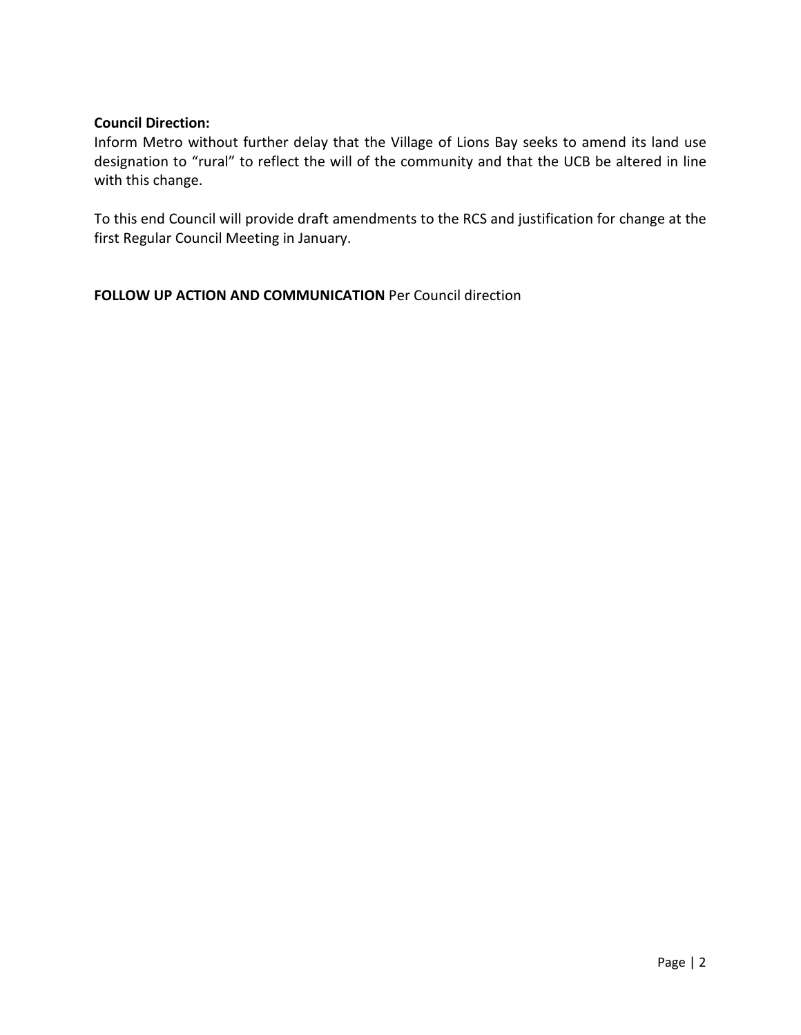**Council Direction:**
Inform Metro without further delay that the Village of Lions Bay seeks to amend its land use designation to “rural” to reflect the will of the community and that the UCB be altered in line with this change.

To this end Council will provide draft amendments to the RCS and justification for change at the first Regular Council Meeting in January.

**FOLLOW UP ACTION AND COMMUNICATION** Per Council direction